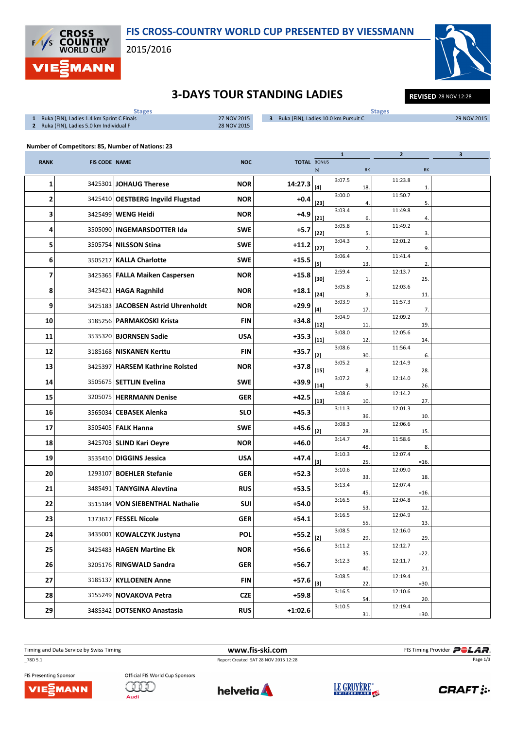# FIS CROSS-COUNTRY WORLD CUP PRESENTED BY VIESSMANN

2015/2016

## 3-DAYS TOUR STANDING LADIES

**REVISED** 28 NOV 12:28

| | Stages | |
|---|---|---|
| 1 | Ruka (FIN), Ladies 1.4 km Sprint C Finals | 27 NOV 2015 |
| 2 | Ruka (FIN), Ladies 5.0 km Individual F | 28 NOV 2015 |
| 3 | Ruka (FIN), Ladies 10.0 km Pursuit C | 29 NOV 2015 |

**Number of Competitors: 85, Number of Nations: 23**

| RANK | FIS CODE | NAME | NOC | TOTAL | BONUS [s] | 1 | 1 RK | 2 | 2 RK | 3 |
|---|---|---|---|---|---|---|---|---|---|---|
| 1 | 3425301 | JOHAUG Therese | NOR | 14:27.3 | [4] | 3:07.5 | 18. | 11:23.8 | 1. | |
| 2 | 3425410 | OESTBERG Ingvild Flugstad | NOR | +0.4 | [23] | 3:00.0 | 4. | 11:50.7 | 5. | |
| 3 | 3425499 | WENG Heidi | NOR | +4.9 | [21] | 3:03.4 | 6. | 11:49.8 | 4. | |
| 4 | 3505090 | INGEMARSDOTTER Ida | SWE | +5.7 | [22] | 3:05.8 | 5. | 11:49.2 | 3. | |
| 5 | 3505754 | NILSSON Stina | SWE | +11.2 | [27] | 3:04.3 | 2. | 12:01.2 | 9. | |
| 6 | 3505217 | KALLA Charlotte | SWE | +15.5 | [5] | 3:06.4 | 13. | 11:41.4 | 2. | |
| 7 | 3425365 | FALLA Maiken Caspersen | NOR | +15.8 | [30] | 2:59.4 | 1. | 12:13.7 | 25. | |
| 8 | 3425421 | HAGA Ragnhild | NOR | +18.1 | [24] | 3:05.8 | 3. | 12:03.6 | 11. | |
| 9 | 3425183 | JACOBSEN Astrid Uhrenholdt | NOR | +29.9 | [4] | 3:03.9 | 17. | 11:57.3 | 7. | |
| 10 | 3185256 | PARMAKOSKI Krista | FIN | +34.8 | [12] | 3:04.9 | 11. | 12:09.2 | 19. | |
| 11 | 3535320 | BJORNSEN Sadie | USA | +35.3 | [11] | 3:08.0 | 12. | 12:05.6 | 14. | |
| 12 | 3185168 | NISKANEN Kerttu | FIN | +35.7 | [2] | 3:08.6 | 30. | 11:56.4 | 6. | |
| 13 | 3425397 | HARSEM Kathrine Rolsted | NOR | +37.8 | [15] | 3:05.2 | 8. | 12:14.9 | 28. | |
| 14 | 3505675 | SETTLIN Evelina | SWE | +39.9 | [14] | 3:07.2 | 9. | 12:14.0 | 26. | |
| 15 | 3205075 | HERRMANN Denise | GER | +42.5 | [13] | 3:08.6 | 10. | 12:14.2 | 27. | |
| 16 | 3565034 | CEBASEK Alenka | SLO | +45.3 | | 3:11.3 | 36. | 12:01.3 | 10. | |
| 17 | 3505405 | FALK Hanna | SWE | +45.6 | [2] | 3:08.3 | 28. | 12:06.6 | 15. | |
| 18 | 3425703 | SLIND Kari Oeyre | NOR | +46.0 | | 3:14.7 | 48. | 11:58.6 | 8. | |
| 19 | 3535410 | DIGGINS Jessica | USA | +47.4 | [3] | 3:10.3 | 25. | 12:07.4 | =16. | |
| 20 | 1293107 | BOEHLER Stefanie | GER | +52.3 | | 3:10.6 | 33. | 12:09.0 | 18. | |
| 21 | 3485491 | TANYGINA Alevtina | RUS | +53.5 | | 3:13.4 | 45. | 12:07.4 | =16. | |
| 22 | 3515184 | VON SIEBENTHAL Nathalie | SUI | +54.0 | | 3:16.5 | 53. | 12:04.8 | 12. | |
| 23 | 1373617 | FESSEL Nicole | GER | +54.1 | | 3:16.5 | 55. | 12:04.9 | 13. | |
| 24 | 3435001 | KOWALCZYK Justyna | POL | +55.2 | [2] | 3:08.5 | 29. | 12:16.0 | 29. | |
| 25 | 3425483 | HAGEN Martine Ek | NOR | +56.6 | | 3:11.2 | 35. | 12:12.7 | =22. | |
| 26 | 3205176 | RINGWALD Sandra | GER | +56.7 | | 3:12.3 | 40. | 12:11.7 | 21. | |
| 27 | 3185137 | KYLLOENEN Anne | FIN | +57.6 | [3] | 3:08.5 | 22. | 12:19.4 | =30. | |
| 28 | 3155249 | NOVAKOVA Petra | CZE | +59.8 | | 3:16.5 | 54. | 12:10.6 | 20. | |
| 29 | 3485342 | DOTSENKO Anastasia | RUS | +1:02.6 | | 3:10.5 | 31. | 12:19.4 | =30. | |

Timing and Data Service by Swiss Timing

www.fis-ski.com

FIS Timing Provider POLAR

_78D 5.1

Report Created SAT 28 NOV 2015 12:28

FIS Presenting Sponsor: VIESSMANN — Official FIS World Cup Sponsors: Audi, helvetia, LE GRUYÈRE SWITZERLAND AOP, CRAFT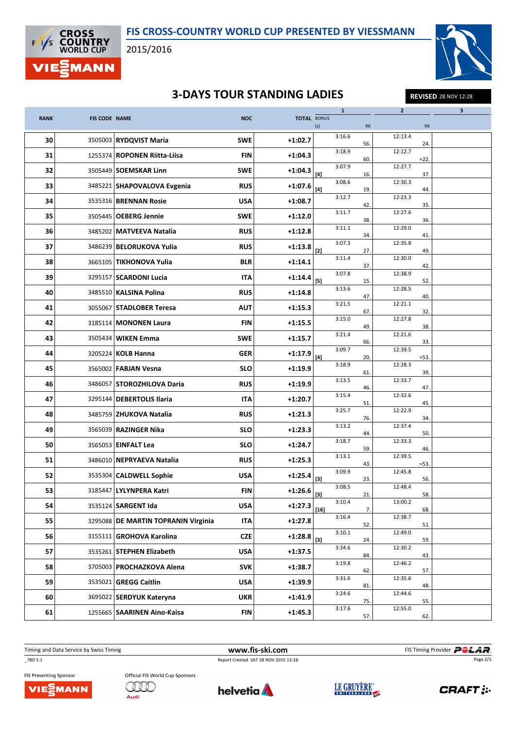# FIS CROSS-COUNTRY WORLD CUP PRESENTED BY VIESSMANN

2015/2016

## 3-DAYS TOUR STANDING LADIES

**REVISED** 28 NOV 12:28

| RANK | FIS CODE | NAME | NOC | TOTAL | BONUS [s] | 1 | RK | 2 | RK | 3 |
|---|---|---|---|---|---|---|---|---|---|---|
| 30 | 3505003 | RYDQVIST Maria | SWE | +1:02.7 | | 3:16.6 | 56. | 12:13.4 | 24. | |
| 31 | 1255374 | ROPONEN Riitta-Liisa | FIN | +1:04.3 | | 3:18.9 | 60. | 12:12.7 | =22. | |
| 32 | 3505449 | SOEMSKAR Linn | SWE | +1:04.3 | [4] | 3:07.9 | 16. | 12:27.7 | 37. | |
| 33 | 3485221 | SHAPOVALOVA Evgenia | RUS | +1:07.6 | [4] | 3:08.6 | 19. | 12:30.3 | 44. | |
| 34 | 3535316 | BRENNAN Rosie | USA | +1:08.7 | | 3:12.7 | 42. | 12:23.3 | 35. | |
| 35 | 3505445 | OEBERG Jennie | SWE | +1:12.0 | | 3:11.7 | 38. | 12:27.6 | 36. | |
| 36 | 3485202 | MATVEEVA Natalia | RUS | +1:12.8 | | 3:11.1 | 34. | 12:29.0 | 41. | |
| 37 | 3486239 | BELORUKOVA Yulia | RUS | +1:13.8 | [2] | 3:07.3 | 27. | 12:35.8 | 49. | |
| 38 | 3665105 | TIKHONOVA Yulia | BLR | +1:14.1 | | 3:11.4 | 37. | 12:30.0 | 42. | |
| 39 | 3295157 | SCARDONI Lucia | ITA | +1:14.4 | [5] | 3:07.8 | 15. | 12:38.9 | 52. | |
| 40 | 3485510 | KALSINA Polina | RUS | +1:14.8 | | 3:13.6 | 47. | 12:28.5 | 40. | |
| 41 | 3055067 | STADLOBER Teresa | AUT | +1:15.3 | | 3:21.5 | 67. | 12:21.1 | 32. | |
| 42 | 3185114 | MONONEN Laura | FIN | +1:15.5 | | 3:15.0 | 49. | 12:27.8 | 38. | |
| 43 | 3505434 | WIKEN Emma | SWE | +1:15.7 | | 3:21.4 | 66. | 12:21.6 | 33. | |
| 44 | 3205224 | KOLB Hanna | GER | +1:17.9 | [4] | 3:09.7 | 20. | 12:39.5 | =53. | |
| 45 | 3565002 | FABJAN Vesna | SLO | +1:19.9 | | 3:18.9 | 61. | 12:28.3 | 39. | |
| 46 | 3486057 | STOROZHILOVA Daria | RUS | +1:19.9 | | 3:13.5 | 46. | 12:33.7 | 47. | |
| 47 | 3295144 | DEBERTOLIS Ilaria | ITA | +1:20.7 | | 3:15.4 | 51. | 12:32.6 | 45. | |
| 48 | 3485759 | ZHUKOVA Natalia | RUS | +1:21.3 | | 3:25.7 | 76. | 12:22.9 | 34. | |
| 49 | 3565039 | RAZINGER Nika | SLO | +1:23.3 | | 3:13.2 | 44. | 12:37.4 | 50. | |
| 50 | 3565053 | EINFALT Lea | SLO | +1:24.7 | | 3:18.7 | 59. | 12:33.3 | 46. | |
| 51 | 3486010 | NEPRYAEVA Natalia | RUS | +1:25.3 | | 3:13.1 | 43. | 12:39.5 | =53. | |
| 52 | 3535304 | CALDWELL Sophie | USA | +1:25.4 | [3] | 3:09.9 | 23. | 12:45.8 | 56. | |
| 53 | 3185447 | LYLYNPERA Katri | FIN | +1:26.6 | [3] | 3:08.5 | 21. | 12:48.4 | 58. | |
| 54 | 3535124 | SARGENT Ida | USA | +1:27.3 | [16] | 3:10.4 | 7. | 13:00.2 | 68. | |
| 55 | 3295088 | DE MARTIN TOPRANIN Virginia | ITA | +1:27.8 | | 3:16.4 | 52. | 12:38.7 | 51. | |
| 56 | 3155111 | GROHOVA Karolina | CZE | +1:28.8 | [3] | 3:10.1 | 24. | 12:49.0 | 59. | |
| 57 | 3535261 | STEPHEN Elizabeth | USA | +1:37.5 | | 3:34.6 | 84. | 12:30.2 | 43. | |
| 58 | 3705003 | PROCHAZKOVA Alena | SVK | +1:38.7 | | 3:19.8 | 62. | 12:46.2 | 57. | |
| 59 | 3535021 | GREGG Caitlin | USA | +1:39.9 | | 3:31.6 | 81. | 12:35.6 | 48. | |
| 60 | 3695022 | SERDYUK Kateryna | UKR | +1:41.9 | | 3:24.6 | 75. | 12:44.6 | 55. | |
| 61 | 1255665 | SAARINEN Aino-Kaisa | FIN | +1:45.3 | | 3:17.6 | 57. | 12:55.0 | 62. | |

Timing and Data Service by Swiss Timing — www.fis-ski.com — FIS Timing Provider POLAR

_78D 5.1 — Report Created SAT 28 NOV 2015 12:28

FIS Presenting Sponsor: VIESSMANN — Official FIS World Cup Sponsors: Audi, helvetia, LE GRUYÈRE SWITZERLAND AOP, CRAFT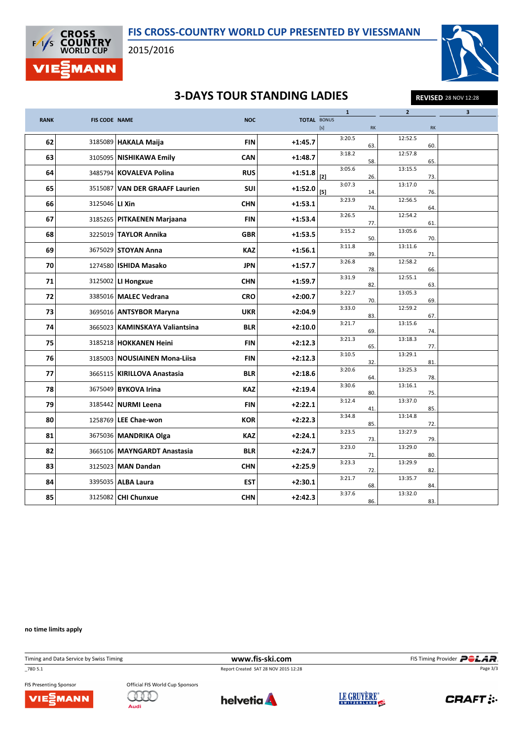FIS CROSS-COUNTRY WORLD CUP PRESENTED BY VIESSMANN

2015/2016

## 3-DAYS TOUR STANDING LADIES

**REVISED** 28 NOV 12:28

| RANK | FIS CODE | NAME | NOC | TOTAL | BONUS [s] | 1 | RK | 2 | RK | 3 |
|---|---|---|---|---|---|---|---|---|---|---|
| 62 | 3185089 | **HAKALA Maija** | **FIN** | **+1:45.7** | | 3:20.5 | 63. | 12:52.5 | 60. | |
| 63 | 3105095 | **NISHIKAWA Emily** | **CAN** | **+1:48.7** | | 3:18.2 | 58. | 12:57.8 | 65. | |
| 64 | 3485794 | **KOVALEVA Polina** | **RUS** | **+1:51.8** | [2] | 3:05.6 | 26. | 13:15.5 | 73. | |
| 65 | 3515087 | **VAN DER GRAAFF Laurien** | **SUI** | **+1:52.0** | [5] | 3:07.3 | 14. | 13:17.0 | 76. | |
| 66 | 3125046 | **LI Xin** | **CHN** | **+1:53.1** | | 3:23.9 | 74. | 12:56.5 | 64. | |
| 67 | 3185265 | **PITKAENEN Marjaana** | **FIN** | **+1:53.4** | | 3:26.5 | 77. | 12:54.2 | 61. | |
| 68 | 3225019 | **TAYLOR Annika** | **GBR** | **+1:53.5** | | 3:15.2 | 50. | 13:05.6 | 70. | |
| 69 | 3675029 | **STOYAN Anna** | **KAZ** | **+1:56.1** | | 3:11.8 | 39. | 13:11.6 | 71. | |
| 70 | 1274580 | **ISHIDA Masako** | **JPN** | **+1:57.7** | | 3:26.8 | 78. | 12:58.2 | 66. | |
| 71 | 3125002 | **LI Hongxue** | **CHN** | **+1:59.7** | | 3:31.9 | 82. | 12:55.1 | 63. | |
| 72 | 3385016 | **MALEC Vedrana** | **CRO** | **+2:00.7** | | 3:22.7 | 70. | 13:05.3 | 69. | |
| 73 | 3695016 | **ANTSYBOR Maryna** | **UKR** | **+2:04.9** | | 3:33.0 | 83. | 12:59.2 | 67. | |
| 74 | 3665023 | **KAMINSKAYA Valiantsina** | **BLR** | **+2:10.0** | | 3:21.7 | 69. | 13:15.6 | 74. | |
| 75 | 3185218 | **HOKKANEN Heini** | **FIN** | **+2:12.3** | | 3:21.3 | 65. | 13:18.3 | 77. | |
| 76 | 3185003 | **NOUSIAINEN Mona-Liisa** | **FIN** | **+2:12.3** | | 3:10.5 | 32. | 13:29.1 | 81. | |
| 77 | 3665115 | **KIRILLOVA Anastasia** | **BLR** | **+2:18.6** | | 3:20.6 | 64. | 13:25.3 | 78. | |
| 78 | 3675049 | **BYKOVA Irina** | **KAZ** | **+2:19.4** | | 3:30.6 | 80. | 13:16.1 | 75. | |
| 79 | 3185442 | **NURMI Leena** | **FIN** | **+2:22.1** | | 3:12.4 | 41. | 13:37.0 | 85. | |
| 80 | 1258769 | **LEE Chae-won** | **KOR** | **+2:22.3** | | 3:34.8 | 85. | 13:14.8 | 72. | |
| 81 | 3675036 | **MANDRIKA Olga** | **KAZ** | **+2:24.1** | | 3:23.5 | 73. | 13:27.9 | 79. | |
| 82 | 3665106 | **MAYNGARDT Anastasia** | **BLR** | **+2:24.7** | | 3:23.0 | 71. | 13:29.0 | 80. | |
| 83 | 3125023 | **MAN Dandan** | **CHN** | **+2:25.9** | | 3:23.3 | 72. | 13:29.9 | 82. | |
| 84 | 3395035 | **ALBA Laura** | **EST** | **+2:30.1** | | 3:21.7 | 68. | 13:35.7 | 84. | |
| 85 | 3125082 | **CHI Chunxue** | **CHN** | **+2:42.3** | | 3:37.6 | 86. | 13:32.0 | 83. | |

**no time limits apply**

Timing and Data Service by Swiss Timing

**www.fis-ski.com**

FIS Timing Provider POLAR

_78D 5.1

Report Created SAT 28 NOV 2015 12:28

FIS Presenting Sponsor

Official FIS World Cup Sponsors